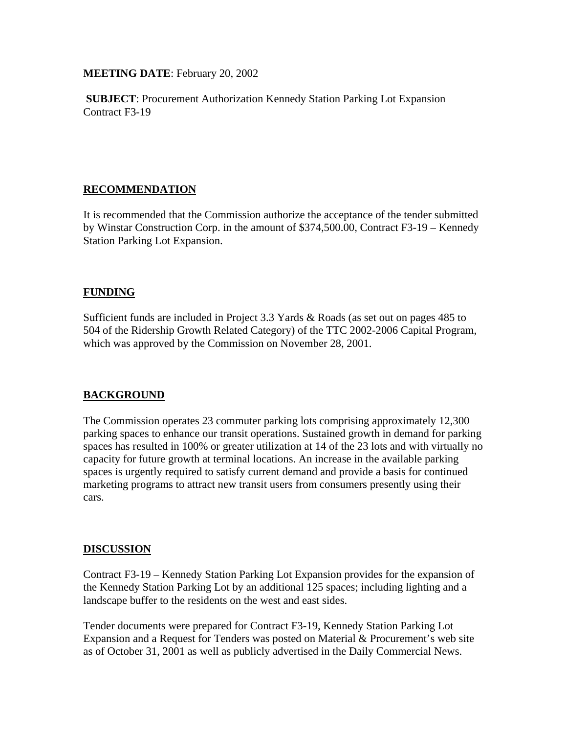**MEETING DATE**: February 20, 2002

**SUBJECT**: Procurement Authorization Kennedy Station Parking Lot Expansion Contract F3-19

## RECOMMENDATION

It is recommended that the Commission authorize the acceptance of the tender submitted by Winstar Construction Corp. in the amount of $374,500.00, Contract F3-19 – Kennedy Station Parking Lot Expansion.

## FUNDING

Sufficient funds are included in Project 3.3 Yards & Roads (as set out on pages 485 to 504 of the Ridership Growth Related Category) of the TTC 2002-2006 Capital Program, which was approved by the Commission on November 28, 2001.

## BACKGROUND

The Commission operates 23 commuter parking lots comprising approximately 12,300 parking spaces to enhance our transit operations. Sustained growth in demand for parking spaces has resulted in 100% or greater utilization at 14 of the 23 lots and with virtually no capacity for future growth at terminal locations. An increase in the available parking spaces is urgently required to satisfy current demand and provide a basis for continued marketing programs to attract new transit users from consumers presently using their cars.

## DISCUSSION

Contract F3-19 – Kennedy Station Parking Lot Expansion provides for the expansion of the Kennedy Station Parking Lot by an additional 125 spaces; including lighting and a landscape buffer to the residents on the west and east sides.

Tender documents were prepared for Contract F3-19, Kennedy Station Parking Lot Expansion and a Request for Tenders was posted on Material & Procurement's web site as of October 31, 2001 as well as publicly advertised in the Daily Commercial News.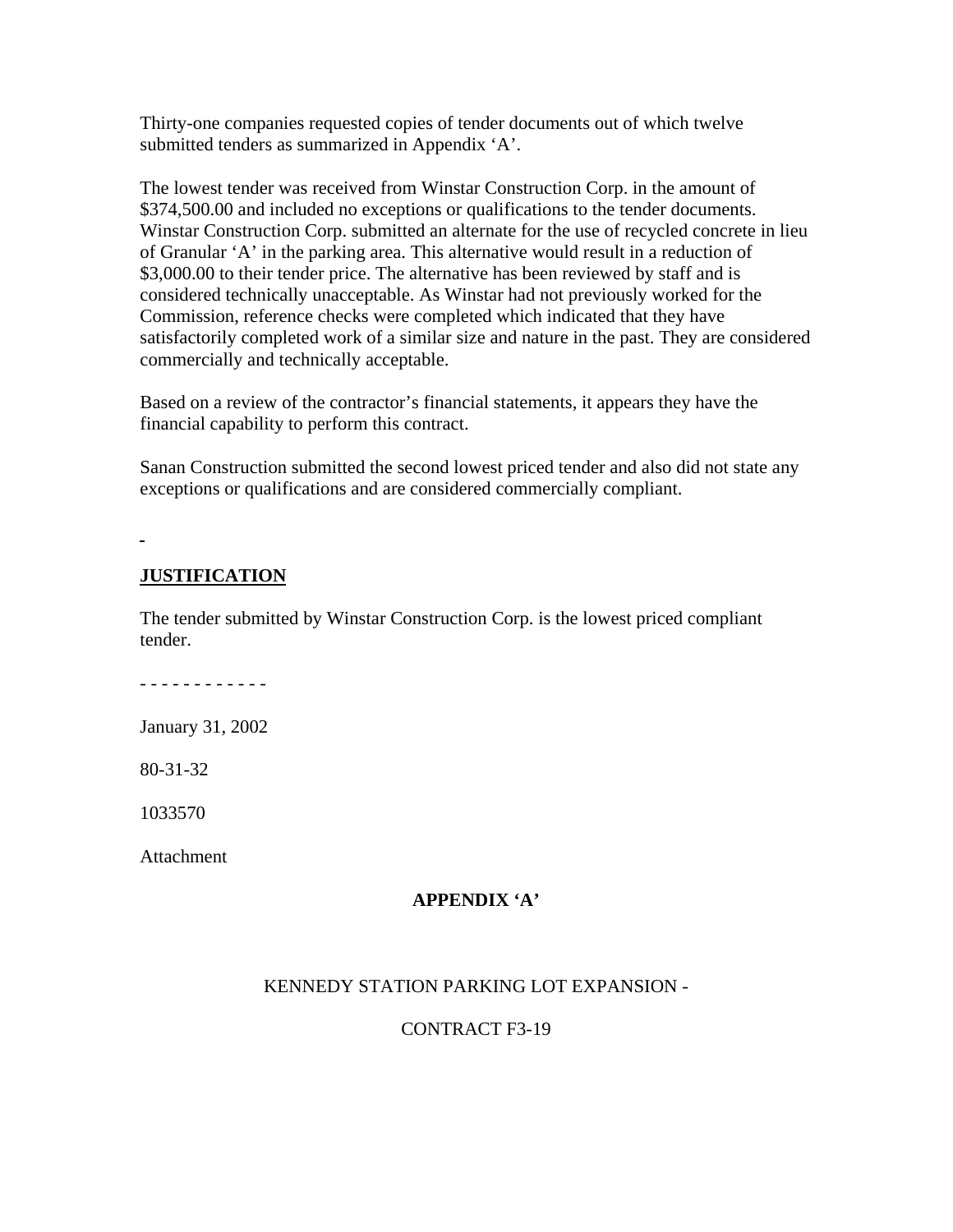Thirty-one companies requested copies of tender documents out of which twelve submitted tenders as summarized in Appendix 'A'.

The lowest tender was received from Winstar Construction Corp. in the amount of $374,500.00 and included no exceptions or qualifications to the tender documents. Winstar Construction Corp. submitted an alternate for the use of recycled concrete in lieu of Granular 'A' in the parking area. This alternative would result in a reduction of $3,000.00 to their tender price. The alternative has been reviewed by staff and is considered technically unacceptable. As Winstar had not previously worked for the Commission, reference checks were completed which indicated that they have satisfactorily completed work of a similar size and nature in the past. They are considered commercially and technically acceptable.

Based on a review of the contractor's financial statements, it appears they have the financial capability to perform this contract.

Sanan Construction submitted the second lowest priced tender and also did not state any exceptions or qualifications and are considered commercially compliant.

## JUSTIFICATION

The tender submitted by Winstar Construction Corp. is the lowest priced compliant tender.

- - - - - - - - - - - -

January 31, 2002

80-31-32

1033570

Attachment

**APPENDIX 'A'**

KENNEDY STATION PARKING LOT EXPANSION -

CONTRACT F3-19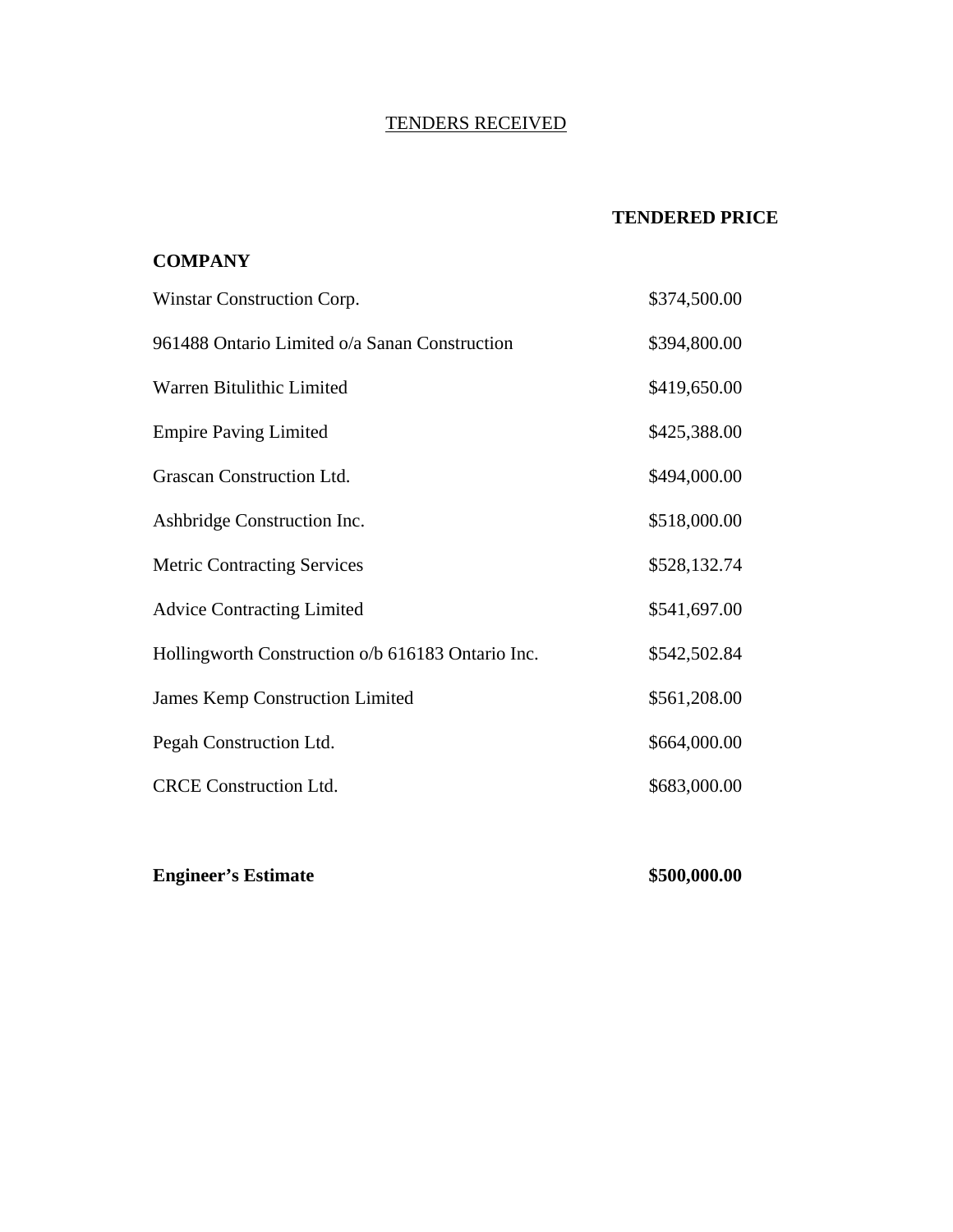TENDERS RECEIVED

| COMPANY | TENDERED PRICE |
| --- | --- |
| Winstar Construction Corp. | $374,500.00 |
| 961488 Ontario Limited o/a Sanan Construction | $394,800.00 |
| Warren Bitulithic Limited | $419,650.00 |
| Empire Paving Limited | $425,388.00 |
| Grascan Construction Ltd. | $494,000.00 |
| Ashbridge Construction Inc. | $518,000.00 |
| Metric Contracting Services | $528,132.74 |
| Advice Contracting Limited | $541,697.00 |
| Hollingworth Construction o/b 616183 Ontario Inc. | $542,502.84 |
| James Kemp Construction Limited | $561,208.00 |
| Pegah Construction Ltd. | $664,000.00 |
| CRCE Construction Ltd. | $683,000.00 |
| **Engineer's Estimate** | **$500,000.00** |